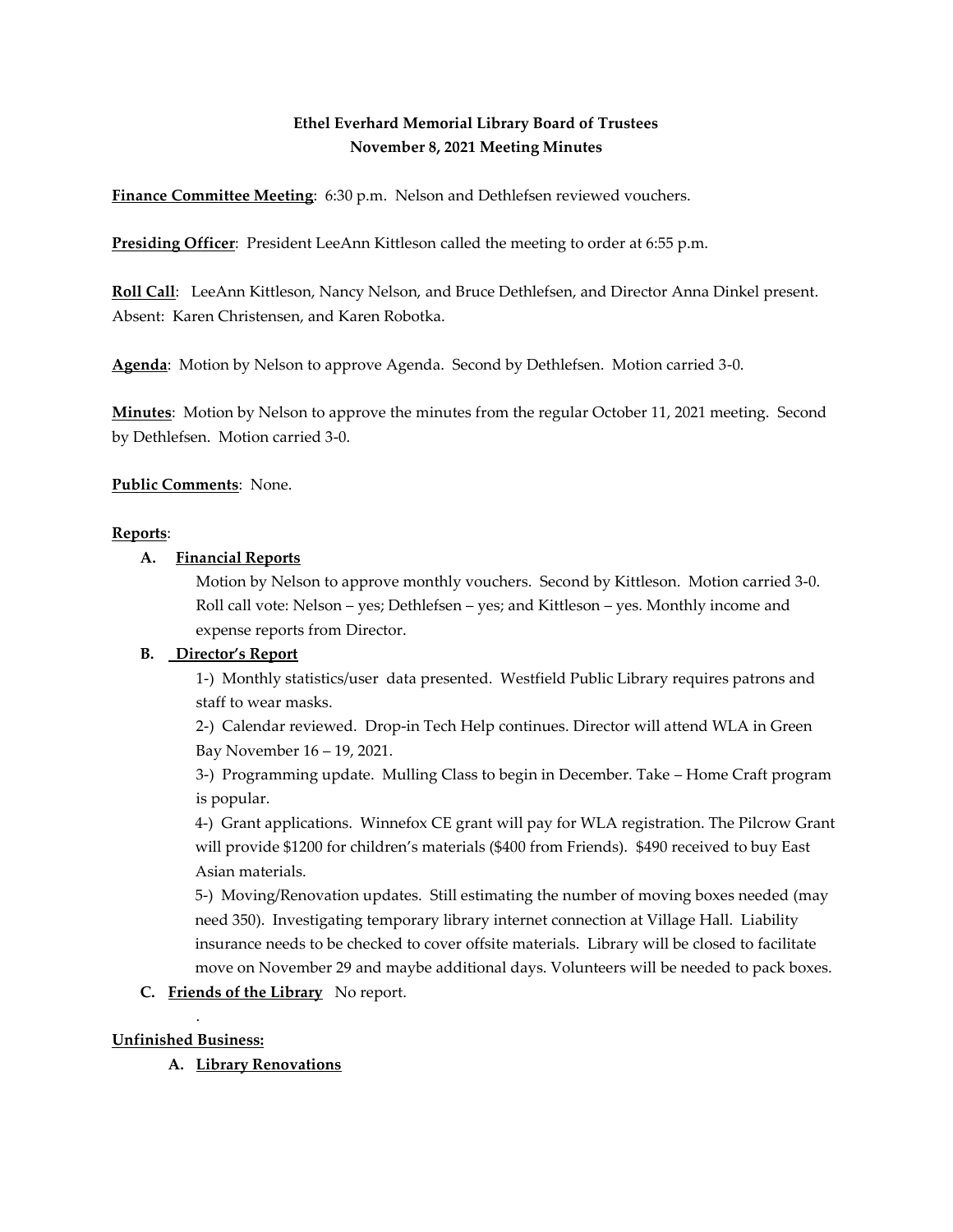**Ethel Everhard Memorial Library Board of Trustees**
**November 8, 2021 Meeting Minutes**

**Finance Committee Meeting**: 6:30 p.m. Nelson and Dethlefsen reviewed vouchers.

**Presiding Officer**: President LeeAnn Kittleson called the meeting to order at 6:55 p.m.

**Roll Call**: LeeAnn Kittleson, Nancy Nelson, and Bruce Dethlefsen, and Director Anna Dinkel present. Absent: Karen Christensen, and Karen Robotka.

**Agenda**: Motion by Nelson to approve Agenda. Second by Dethlefsen. Motion carried 3-0.

**Minutes**: Motion by Nelson to approve the minutes from the regular October 11, 2021 meeting. Second by Dethlefsen. Motion carried 3-0.

**Public Comments**: None.

**Reports**:

**A. Financial Reports**

Motion by Nelson to approve monthly vouchers. Second by Kittleson. Motion carried 3-0. Roll call vote: Nelson – yes; Dethlefsen – yes; and Kittleson – yes. Monthly income and expense reports from Director.

**B. Director's Report**

1-) Monthly statistics/user data presented. Westfield Public Library requires patrons and staff to wear masks.

2-) Calendar reviewed. Drop-in Tech Help continues. Director will attend WLA in Green Bay November 16 – 19, 2021.

3-) Programming update. Mulling Class to begin in December. Take – Home Craft program is popular.

4-) Grant applications. Winnefox CE grant will pay for WLA registration. The Pilcrow Grant will provide $1200 for children's materials ($400 from Friends). $490 received to buy East Asian materials.

5-) Moving/Renovation updates. Still estimating the number of moving boxes needed (may need 350). Investigating temporary library internet connection at Village Hall. Liability insurance needs to be checked to cover offsite materials. Library will be closed to facilitate move on November 29 and maybe additional days. Volunteers will be needed to pack boxes.

**C. Friends of the Library** No report.

.

**Unfinished Business:**

**A. Library Renovations**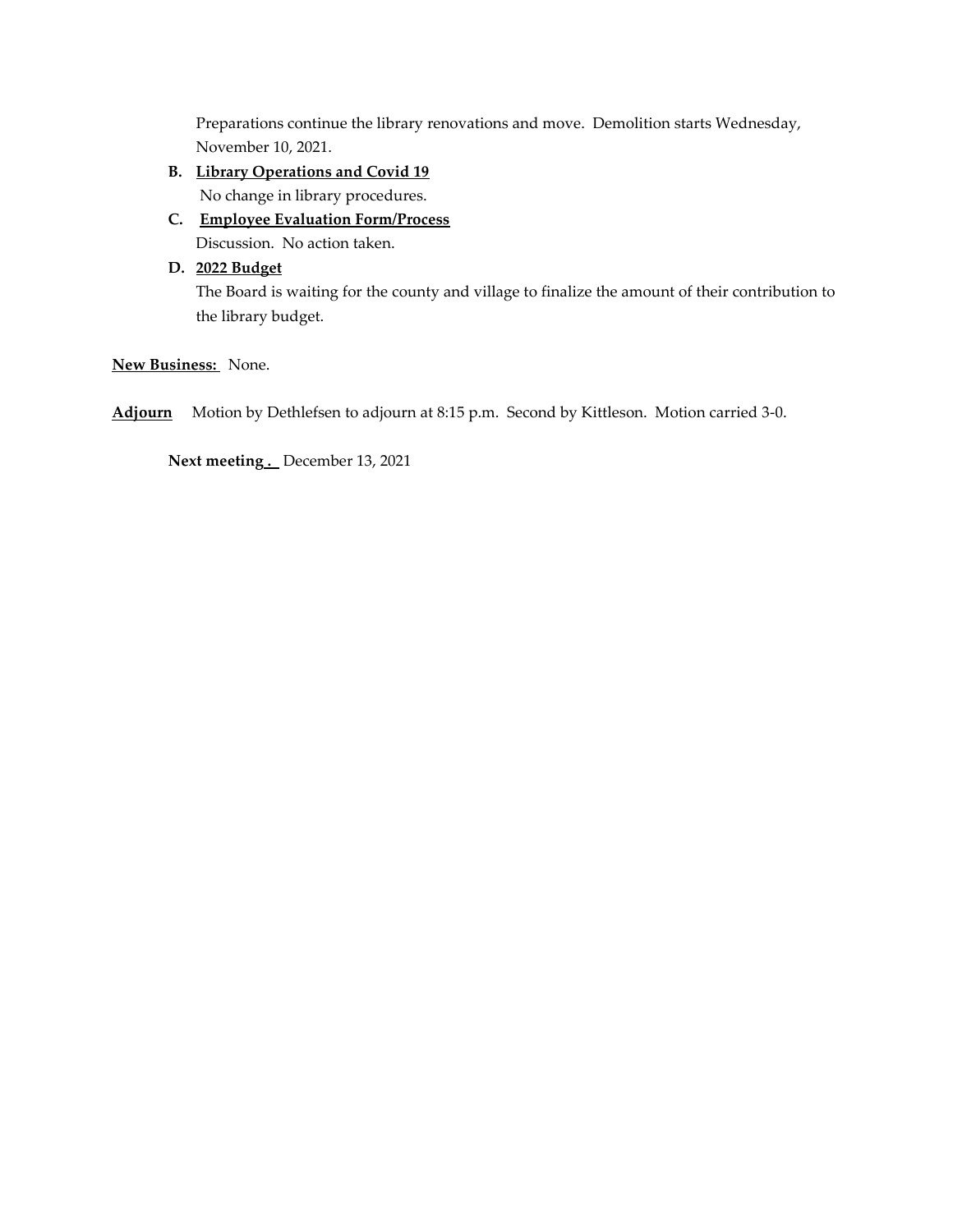Preparations continue the library renovations and move. Demolition starts Wednesday, November 10, 2021.

**B. Library Operations and Covid 19**

No change in library procedures.

**C. Employee Evaluation Form/Process**

Discussion. No action taken.

**D. 2022 Budget**

The Board is waiting for the county and village to finalize the amount of their contribution to the library budget.

**New Business:** None.

**Adjourn** Motion by Dethlefsen to adjourn at 8:15 p.m. Second by Kittleson. Motion carried 3-0.

**Next meeting .** December 13, 2021